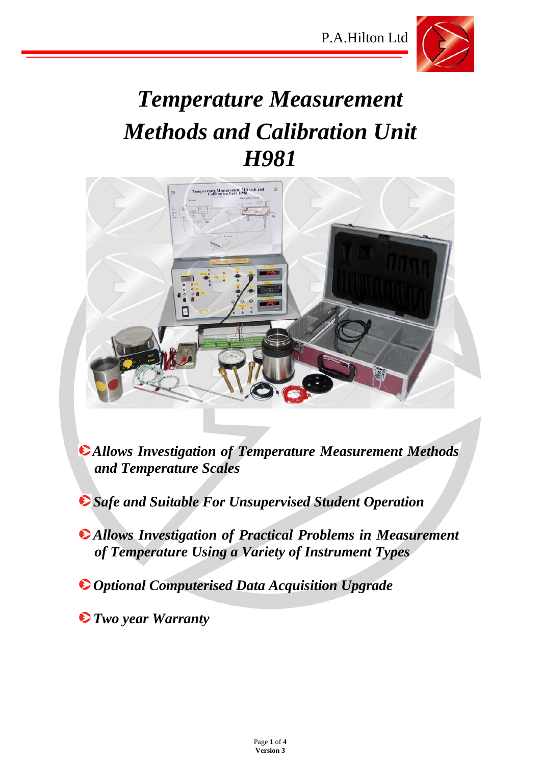P.A.Hilton Ltd

# *Temperature Measurement Methods and Calibration Unit H981*

- ***Allows Investigation of Temperature Measurement Methods and Temperature Scales***
- ***Safe and Suitable For Unsupervised Student Operation***
- ***Allows Investigation of Practical Problems in Measurement of Temperature Using a Variety of Instrument Types***
- ***Optional Computerised Data Acquisition Upgrade***
- ***Two year Warranty***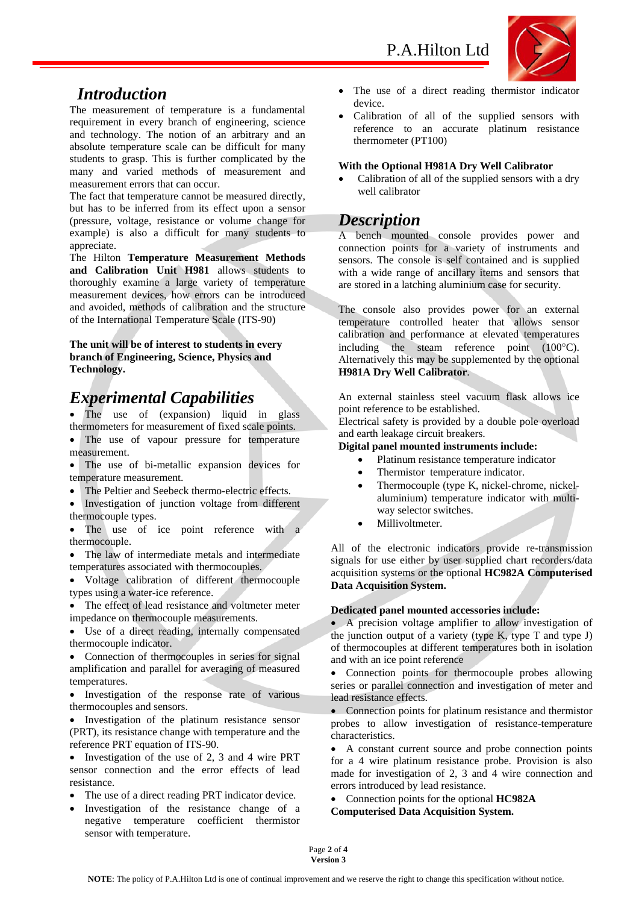## *Introduction*

The measurement of temperature is a fundamental requirement in every branch of engineering, science and technology. The notion of an arbitrary and an absolute temperature scale can be difficult for many students to grasp. This is further complicated by the many and varied methods of measurement and measurement errors that can occur.

The fact that temperature cannot be measured directly, but has to be inferred from its effect upon a sensor (pressure, voltage, resistance or volume change for example) is also a difficult for many students to appreciate.

The Hilton **Temperature Measurement Methods and Calibration Unit H981** allows students to thoroughly examine a large variety of temperature measurement devices, how errors can be introduced and avoided, methods of calibration and the structure of the International Temperature Scale (ITS-90)

**The unit will be of interest to students in every branch of Engineering, Science, Physics and Technology.**

## *Experimental Capabilities*

- The use of (expansion) liquid in glass thermometers for measurement of fixed scale points.
- The use of vapour pressure for temperature measurement.
- The use of bi-metallic expansion devices for temperature measurement.
- The Peltier and Seebeck thermo-electric effects.
- Investigation of junction voltage from different thermocouple types.
- The use of ice point reference with a thermocouple.
- The law of intermediate metals and intermediate temperatures associated with thermocouples.
- Voltage calibration of different thermocouple types using a water-ice reference.
- The effect of lead resistance and voltmeter meter impedance on thermocouple measurements.
- Use of a direct reading, internally compensated thermocouple indicator.
- Connection of thermocouples in series for signal amplification and parallel for averaging of measured temperatures.
- Investigation of the response rate of various thermocouples and sensors.
- Investigation of the platinum resistance sensor (PRT), its resistance change with temperature and the reference PRT equation of ITS-90.
- Investigation of the use of 2, 3 and 4 wire PRT sensor connection and the error effects of lead resistance.
- The use of a direct reading PRT indicator device.
- Investigation of the resistance change of a negative temperature coefficient thermistor sensor with temperature.
- The use of a direct reading thermistor indicator device.
- Calibration of all of the supplied sensors with reference to an accurate platinum resistance thermometer (PT100)

**With the Optional H981A Dry Well Calibrator**

- Calibration of all of the supplied sensors with a dry well calibrator

## *Description*

A bench mounted console provides power and connection points for a variety of instruments and sensors. The console is self contained and is supplied with a wide range of ancillary items and sensors that are stored in a latching aluminium case for security.

The console also provides power for an external temperature controlled heater that allows sensor calibration and performance at elevated temperatures including the steam reference point (100°C). Alternatively this may be supplemented by the optional **H981A Dry Well Calibrator**.

An external stainless steel vacuum flask allows ice point reference to be established.

Electrical safety is provided by a double pole overload and earth leakage circuit breakers.

**Digital panel mounted instruments include:**

- Platinum resistance temperature indicator
- Thermistor temperature indicator.
- Thermocouple (type K, nickel-chrome, nickel-aluminium) temperature indicator with multi-way selector switches.
- Millivoltmeter.

All of the electronic indicators provide re-transmission signals for use either by user supplied chart recorders/data acquisition systems or the optional **HC982A Computerised Data Acquisition System.**

**Dedicated panel mounted accessories include:**

- A precision voltage amplifier to allow investigation of the junction output of a variety (type K, type T and type J) of thermocouples at different temperatures both in isolation and with an ice point reference
- Connection points for thermocouple probes allowing series or parallel connection and investigation of meter and lead resistance effects.
- Connection points for platinum resistance and thermistor probes to allow investigation of resistance-temperature characteristics.
- A constant current source and probe connection points for a 4 wire platinum resistance probe. Provision is also made for investigation of 2, 3 and 4 wire connection and errors introduced by lead resistance.
- Connection points for the optional **HC982A Computerised Data Acquisition System.**

**NOTE**: The policy of P.A.Hilton Ltd is one of continual improvement and we reserve the right to change this specification without notice.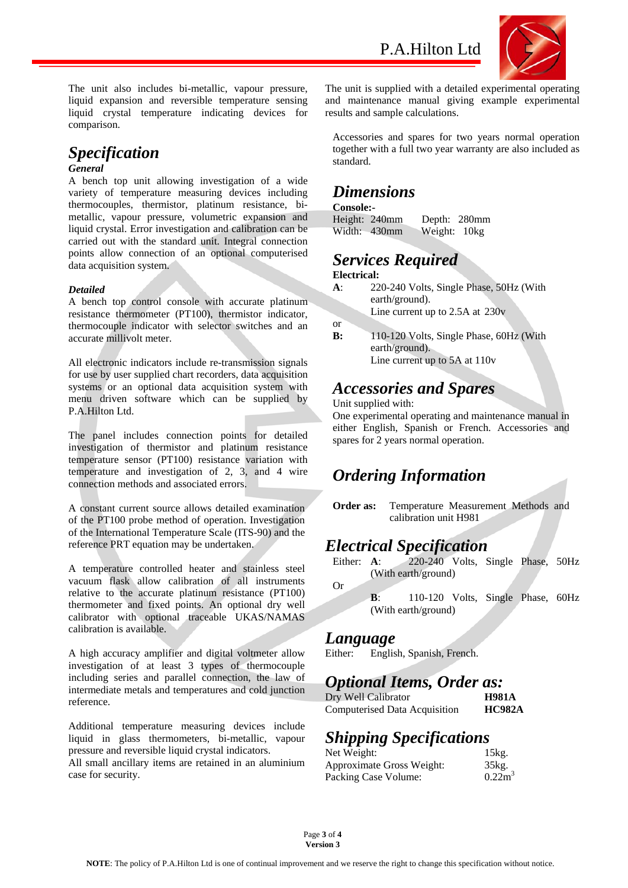The unit also includes bi-metallic, vapour pressure, liquid expansion and reversible temperature sensing liquid crystal temperature indicating devices for comparison.

## Specification

### General

A bench top unit allowing investigation of a wide variety of temperature measuring devices including thermocouples, thermistor, platinum resistance, bi-metallic, vapour pressure, volumetric expansion and liquid crystal. Error investigation and calibration can be carried out with the standard unit. Integral connection points allow connection of an optional computerised data acquisition system.

### Detailed

A bench top control console with accurate platinum resistance thermometer (PT100), thermistor indicator, thermocouple indicator with selector switches and an accurate millivolt meter.

All electronic indicators include re-transmission signals for use by user supplied chart recorders, data acquisition systems or an optional data acquisition system with menu driven software which can be supplied by P.A.Hilton Ltd.

The panel includes connection points for detailed investigation of thermistor and platinum resistance temperature sensor (PT100) resistance variation with temperature and investigation of 2, 3, and 4 wire connection methods and associated errors.

A constant current source allows detailed examination of the PT100 probe method of operation. Investigation of the International Temperature Scale (ITS-90) and the reference PRT equation may be undertaken.

A temperature controlled heater and stainless steel vacuum flask allow calibration of all instruments relative to the accurate platinum resistance (PT100) thermometer and fixed points. An optional dry well calibrator with optional traceable UKAS/NAMAS calibration is available.

A high accuracy amplifier and digital voltmeter allow investigation of at least 3 types of thermocouple including series and parallel connection, the law of intermediate metals and temperatures and cold junction reference.

Additional temperature measuring devices include liquid in glass thermometers, bi-metallic, vapour pressure and reversible liquid crystal indicators.
All small ancillary items are retained in an aluminium case for security.

The unit is supplied with a detailed experimental operating and maintenance manual giving example experimental results and sample calculations.

Accessories and spares for two years normal operation together with a full two year warranty are also included as standard.

## Dimensions

**Console:-**

Height: 240mm  Depth: 280mm
Width: 430mm  Weight: 10kg

## Services Required

**Electrical:**

**A**: 220-240 Volts, Single Phase, 50Hz (With earth/ground).
Line current up to 2.5A at 230v

or

**B:** 110-120 Volts, Single Phase, 60Hz (With earth/ground).
Line current up to 5A at 110v

## Accessories and Spares

Unit supplied with:
One experimental operating and maintenance manual in either English, Spanish or French. Accessories and spares for 2 years normal operation.

## Ordering Information

**Order as:** Temperature Measurement Methods and calibration unit H981

## Electrical Specification

Either: **A**: 220-240 Volts, Single Phase, 50Hz (With earth/ground)

Or

**B**: 110-120 Volts, Single Phase, 60Hz (With earth/ground)

## Language

Either: English, Spanish, French.

## Optional Items, Order as:

Dry Well Calibrator **H981A**
Computerised Data Acquisition **HC982A**

## Shipping Specifications

Net Weight: 15kg.
Approximate Gross Weight: 35kg.
Packing Case Volume: 0.22m$^3$

**NOTE**: The policy of P.A.Hilton Ltd is one of continual improvement and we reserve the right to change this specification without notice.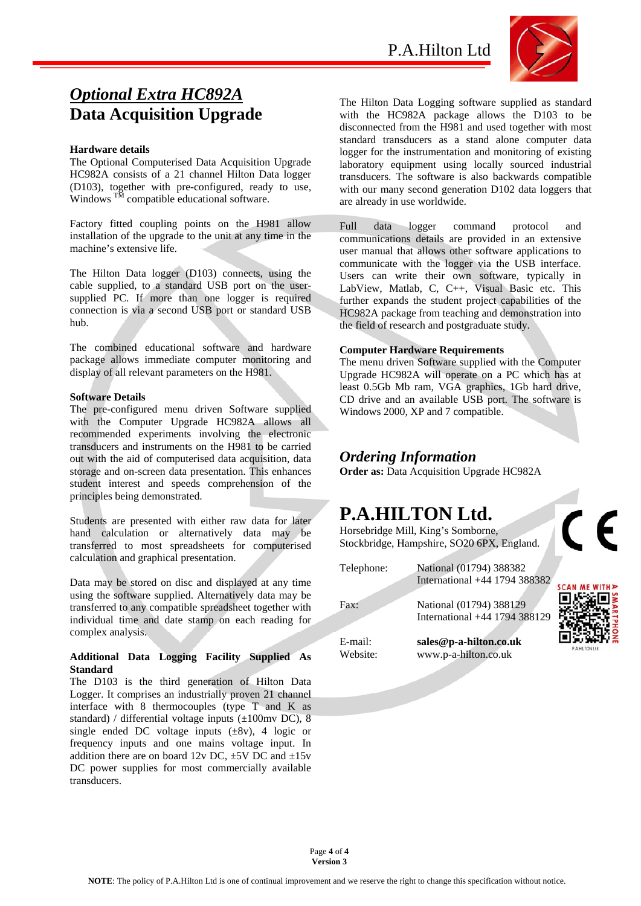# *Optional Extra HC892A*

## Data Acquisition Upgrade

### Hardware details

The Optional Computerised Data Acquisition Upgrade HC982A consists of a 21 channel Hilton Data logger (D103), together with pre-configured, ready to use, Windows ™ compatible educational software.

Factory fitted coupling points on the H981 allow installation of the upgrade to the unit at any time in the machine's extensive life.

The Hilton Data logger (D103) connects, using the cable supplied, to a standard USB port on the user-supplied PC. If more than one logger is required connection is via a second USB port or standard USB hub.

The combined educational software and hardware package allows immediate computer monitoring and display of all relevant parameters on the H981.

### Software Details

The pre-configured menu driven Software supplied with the Computer Upgrade HC982A allows all recommended experiments involving the electronic transducers and instruments on the H981 to be carried out with the aid of computerised data acquisition, data storage and on-screen data presentation. This enhances student interest and speeds comprehension of the principles being demonstrated.

Students are presented with either raw data for later hand calculation or alternatively data may be transferred to most spreadsheets for computerised calculation and graphical presentation.

Data may be stored on disc and displayed at any time using the software supplied. Alternatively data may be transferred to any compatible spreadsheet together with individual time and date stamp on each reading for complex analysis.

### Additional Data Logging Facility Supplied As Standard

The D103 is the third generation of Hilton Data Logger. It comprises an industrially proven 21 channel interface with 8 thermocouples (type T and K as standard) / differential voltage inputs (±100mv DC), 8 single ended DC voltage inputs (±8v), 4 logic or frequency inputs and one mains voltage input. In addition there are on board 12v DC, ±5V DC and ±15v DC power supplies for most commercially available transducers.

The Hilton Data Logging software supplied as standard with the HC982A package allows the D103 to be disconnected from the H981 and used together with most standard transducers as a stand alone computer data logger for the instrumentation and monitoring of existing laboratory equipment using locally sourced industrial transducers. The software is also backwards compatible with our many second generation D102 data loggers that are already in use worldwide.

Full data logger command protocol and communications details are provided in an extensive user manual that allows other software applications to communicate with the logger via the USB interface. Users can write their own software, typically in LabView, Matlab, C, C++, Visual Basic etc. This further expands the student project capabilities of the HC982A package from teaching and demonstration into the field of research and postgraduate study.

### Computer Hardware Requirements

The menu driven Software supplied with the Computer Upgrade HC982A will operate on a PC which has at least 0.5Gb Mb ram, VGA graphics, 1Gb hard drive, CD drive and an available USB port. The software is Windows 2000, XP and 7 compatible.

## *Ordering Information*

**Order as:** Data Acquisition Upgrade HC982A

# P.A.HILTON Ltd.

Horsebridge Mill, King's Somborne,
Stockbridge, Hampshire, SO20 6PX, England.

Telephone: National (01794) 388382
International +44 1794 388382

Fax: National (01794) 388129
International +44 1794 388129

E-mail: **sales@p-a-hilton.co.uk**
Website: www.p-a-hilton.co.uk

SCAN ME WITH A SMARTPHONE

Version 3

**NOTE**: The policy of P.A.Hilton Ltd is one of continual improvement and we reserve the right to change this specification without notice.